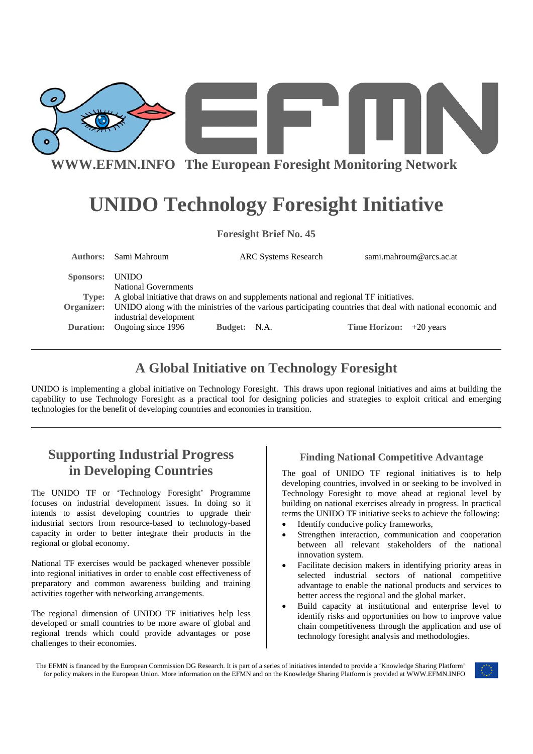WWW.EFMN.INFO The European Foresight Monitoring Network

# UNIDO Technology Foresight Initiative

**Foresight Brief No. 45**

| | | | |
|---|---|---|---|
| **Authors:** | Sami Mahroum | ARC Systems Research | sami.mahroum@arcs.ac.at |
| **Sponsors:** | UNIDO<br>National Governments | | |
| **Type:** | A global initiative that draws on and supplements national and regional TF initiatives. | | |
| **Organizer:** | UNIDO along with the ministries of the various participating countries that deal with national economic and industrial development | | |
| **Duration:** | Ongoing since 1996 | **Budget:** N.A. | **Time Horizon:** +20 years |

## A Global Initiative on Technology Foresight

UNIDO is implementing a global initiative on Technology Foresight. This draws upon regional initiatives and aims at building the capability to use Technology Foresight as a practical tool for designing policies and strategies to exploit critical and emerging technologies for the benefit of developing countries and economies in transition.

## Supporting Industrial Progress in Developing Countries

The UNIDO TF or 'Technology Foresight' Programme focuses on industrial development issues. In doing so it intends to assist developing countries to upgrade their industrial sectors from resource-based to technology-based capacity in order to better integrate their products in the regional or global economy.

National TF exercises would be packaged whenever possible into regional initiatives in order to enable cost effectiveness of preparatory and common awareness building and training activities together with networking arrangements.

The regional dimension of UNIDO TF initiatives help less developed or small countries to be more aware of global and regional trends which could provide advantages or pose challenges to their economies.

### Finding National Competitive Advantage

The goal of UNIDO TF regional initiatives is to help developing countries, involved in or seeking to be involved in Technology Foresight to move ahead at regional level by building on national exercises already in progress. In practical terms the UNIDO TF initiative seeks to achieve the following:

- Identify conducive policy frameworks,
- Strengthen interaction, communication and cooperation between all relevant stakeholders of the national innovation system.
- Facilitate decision makers in identifying priority areas in selected industrial sectors of national competitive advantage to enable the national products and services to better access the regional and the global market.
- Build capacity at institutional and enterprise level to identify risks and opportunities on how to improve value chain competitiveness through the application and use of technology foresight analysis and methodologies.

The EFMN is financed by the European Commission DG Research. It is part of a series of initiatives intended to provide a 'Knowledge Sharing Platform' for policy makers in the European Union. More information on the EFMN and on the Knowledge Sharing Platform is provided at WWW.EFMN.INFO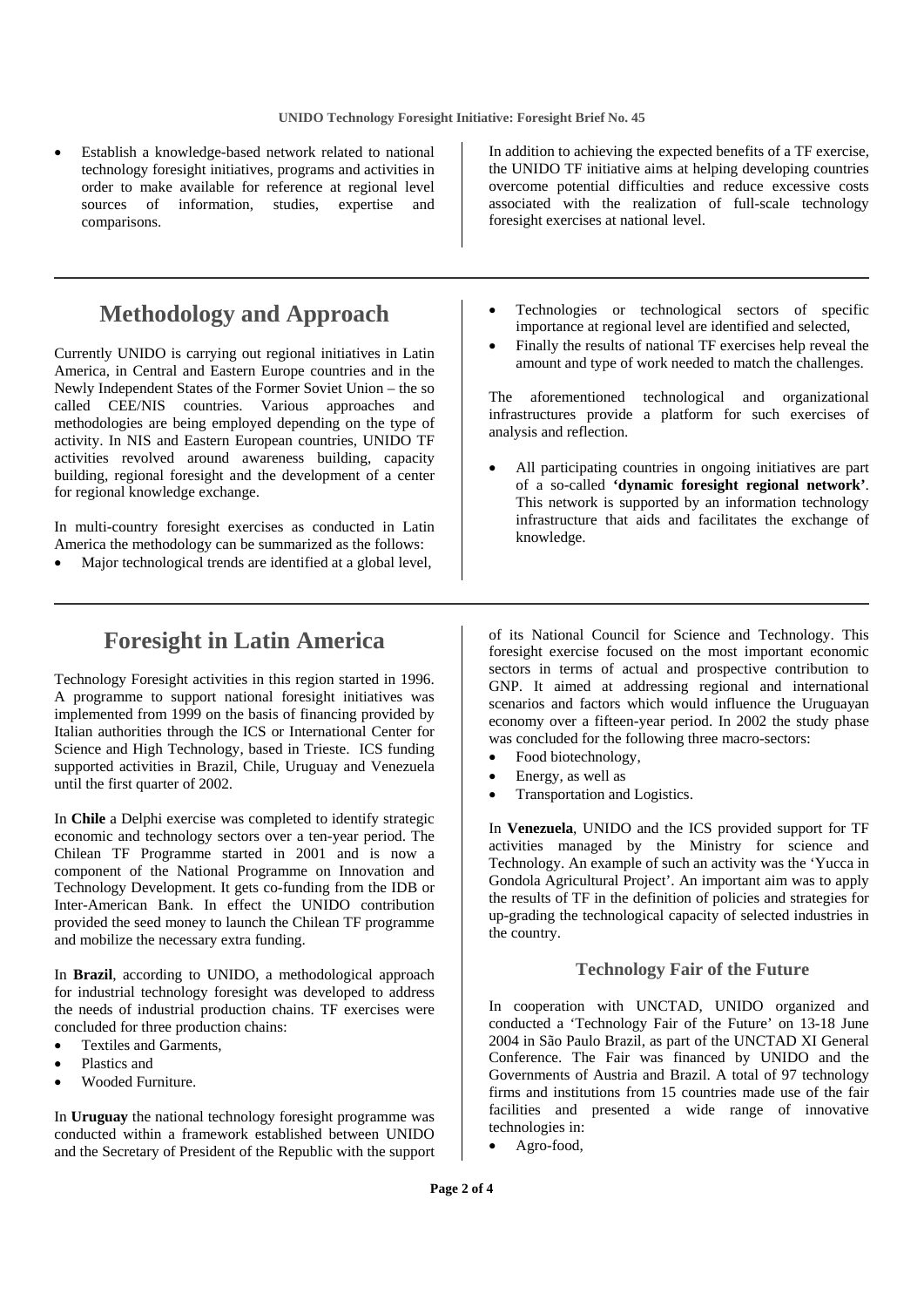- Establish a knowledge-based network related to national technology foresight initiatives, programs and activities in order to make available for reference at regional level sources of information, studies, expertise and comparisons.

In addition to achieving the expected benefits of a TF exercise, the UNIDO TF initiative aims at helping developing countries overcome potential difficulties and reduce excessive costs associated with the realization of full-scale technology foresight exercises at national level.

## Methodology and Approach

Currently UNIDO is carrying out regional initiatives in Latin America, in Central and Eastern Europe countries and in the Newly Independent States of the Former Soviet Union – the so called CEE/NIS countries. Various approaches and methodologies are being employed depending on the type of activity. In NIS and Eastern European countries, UNIDO TF activities revolved around awareness building, capacity building, regional foresight and the development of a center for regional knowledge exchange.

In multi-country foresight exercises as conducted in Latin America the methodology can be summarized as the follows:

- Major technological trends are identified at a global level,
- Technologies or technological sectors of specific importance at regional level are identified and selected,
- Finally the results of national TF exercises help reveal the amount and type of work needed to match the challenges.

The aforementioned technological and organizational infrastructures provide a platform for such exercises of analysis and reflection.

- All participating countries in ongoing initiatives are part of a so-called **'dynamic foresight regional network'**. This network is supported by an information technology infrastructure that aids and facilitates the exchange of knowledge.

## Foresight in Latin America

Technology Foresight activities in this region started in 1996. A programme to support national foresight initiatives was implemented from 1999 on the basis of financing provided by Italian authorities through the ICS or International Center for Science and High Technology, based in Trieste. ICS funding supported activities in Brazil, Chile, Uruguay and Venezuela until the first quarter of 2002.

In **Chile** a Delphi exercise was completed to identify strategic economic and technology sectors over a ten-year period. The Chilean TF Programme started in 2001 and is now a component of the National Programme on Innovation and Technology Development. It gets co-funding from the IDB or Inter-American Bank. In effect the UNIDO contribution provided the seed money to launch the Chilean TF programme and mobilize the necessary extra funding.

In **Brazil**, according to UNIDO, a methodological approach for industrial technology foresight was developed to address the needs of industrial production chains. TF exercises were concluded for three production chains:

- Textiles and Garments,
- Plastics and
- Wooded Furniture.

In **Uruguay** the national technology foresight programme was conducted within a framework established between UNIDO and the Secretary of President of the Republic with the support of its National Council for Science and Technology. This foresight exercise focused on the most important economic sectors in terms of actual and prospective contribution to GNP. It aimed at addressing regional and international scenarios and factors which would influence the Uruguayan economy over a fifteen-year period. In 2002 the study phase was concluded for the following three macro-sectors:

- Food biotechnology,
- Energy, as well as
- Transportation and Logistics.

In **Venezuela**, UNIDO and the ICS provided support for TF activities managed by the Ministry for science and Technology. An example of such an activity was the 'Yucca in Gondola Agricultural Project'. An important aim was to apply the results of TF in the definition of policies and strategies for up-grading the technological capacity of selected industries in the country.

### Technology Fair of the Future

In cooperation with UNCTAD, UNIDO organized and conducted a 'Technology Fair of the Future' on 13-18 June 2004 in São Paulo Brazil, as part of the UNCTAD XI General Conference. The Fair was financed by UNIDO and the Governments of Austria and Brazil. A total of 97 technology firms and institutions from 15 countries made use of the fair facilities and presented a wide range of innovative technologies in:

- Agro-food,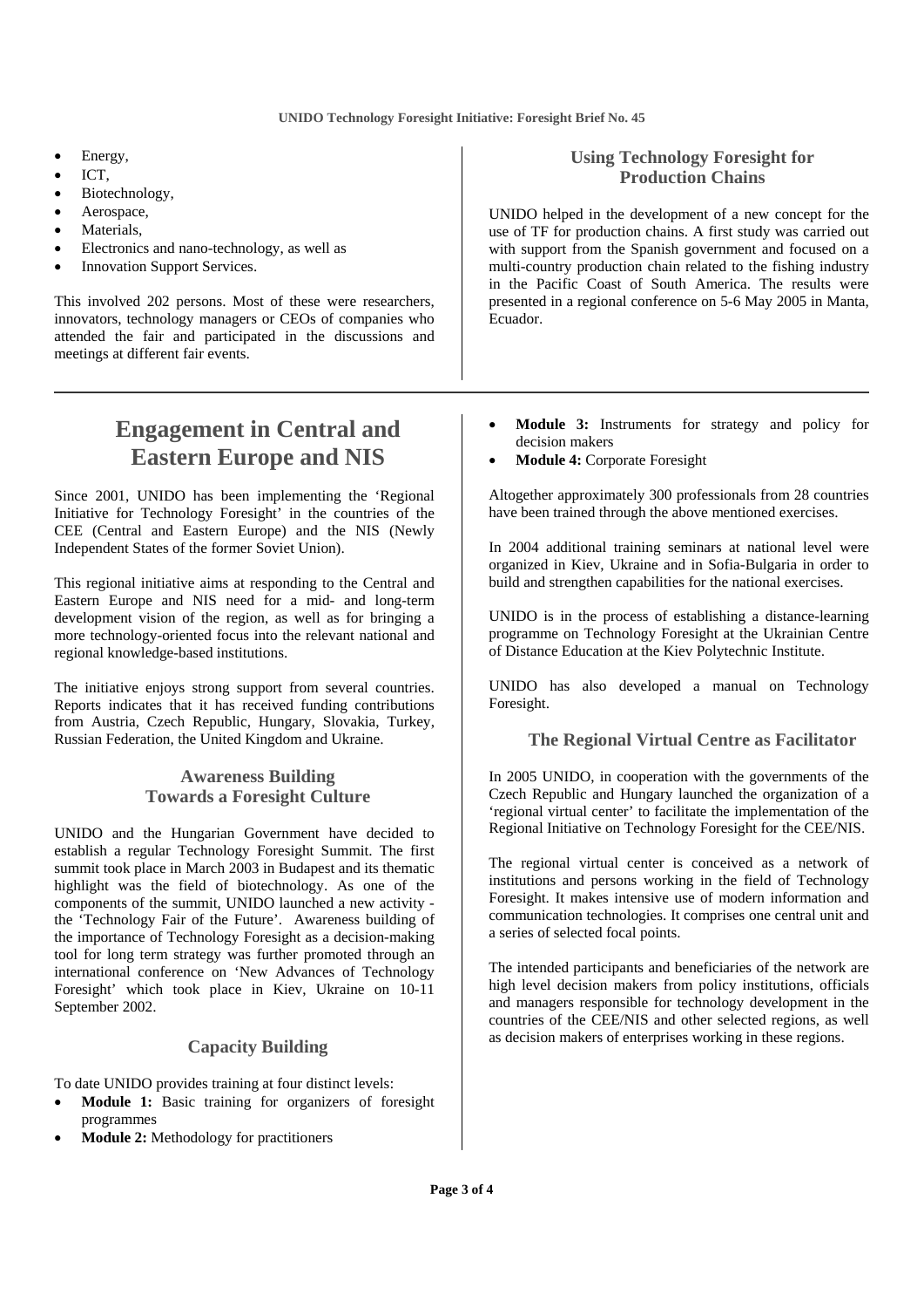- Energy,
- ICT,
- Biotechnology,
- Aerospace,
- Materials,
- Electronics and nano-technology, as well as
- Innovation Support Services.

This involved 202 persons. Most of these were researchers, innovators, technology managers or CEOs of companies who attended the fair and participated in the discussions and meetings at different fair events.

### Using Technology Foresight for Production Chains

UNIDO helped in the development of a new concept for the use of TF for production chains. A first study was carried out with support from the Spanish government and focused on a multi-country production chain related to the fishing industry in the Pacific Coast of South America. The results were presented in a regional conference on 5-6 May 2005 in Manta, Ecuador.

## Engagement in Central and Eastern Europe and NIS

Since 2001, UNIDO has been implementing the 'Regional Initiative for Technology Foresight' in the countries of the CEE (Central and Eastern Europe) and the NIS (Newly Independent States of the former Soviet Union).

This regional initiative aims at responding to the Central and Eastern Europe and NIS need for a mid- and long-term development vision of the region, as well as for bringing a more technology-oriented focus into the relevant national and regional knowledge-based institutions.

The initiative enjoys strong support from several countries. Reports indicates that it has received funding contributions from Austria, Czech Republic, Hungary, Slovakia, Turkey, Russian Federation, the United Kingdom and Ukraine.

### Awareness Building Towards a Foresight Culture

UNIDO and the Hungarian Government have decided to establish a regular Technology Foresight Summit. The first summit took place in March 2003 in Budapest and its thematic highlight was the field of biotechnology. As one of the components of the summit, UNIDO launched a new activity - the 'Technology Fair of the Future'. Awareness building of the importance of Technology Foresight as a decision-making tool for long term strategy was further promoted through an international conference on 'New Advances of Technology Foresight' which took place in Kiev, Ukraine on 10-11 September 2002.

### Capacity Building

To date UNIDO provides training at four distinct levels:

- **Module 1:** Basic training for organizers of foresight programmes
- **Module 2:** Methodology for practitioners
- **Module 3:** Instruments for strategy and policy for decision makers
- **Module 4:** Corporate Foresight

Altogether approximately 300 professionals from 28 countries have been trained through the above mentioned exercises.

In 2004 additional training seminars at national level were organized in Kiev, Ukraine and in Sofia-Bulgaria in order to build and strengthen capabilities for the national exercises.

UNIDO is in the process of establishing a distance-learning programme on Technology Foresight at the Ukrainian Centre of Distance Education at the Kiev Polytechnic Institute.

UNIDO has also developed a manual on Technology Foresight.

### The Regional Virtual Centre as Facilitator

In 2005 UNIDO, in cooperation with the governments of the Czech Republic and Hungary launched the organization of a 'regional virtual center' to facilitate the implementation of the Regional Initiative on Technology Foresight for the CEE/NIS.

The regional virtual center is conceived as a network of institutions and persons working in the field of Technology Foresight. It makes intensive use of modern information and communication technologies. It comprises one central unit and a series of selected focal points.

The intended participants and beneficiaries of the network are high level decision makers from policy institutions, officials and managers responsible for technology development in the countries of the CEE/NIS and other selected regions, as well as decision makers of enterprises working in these regions.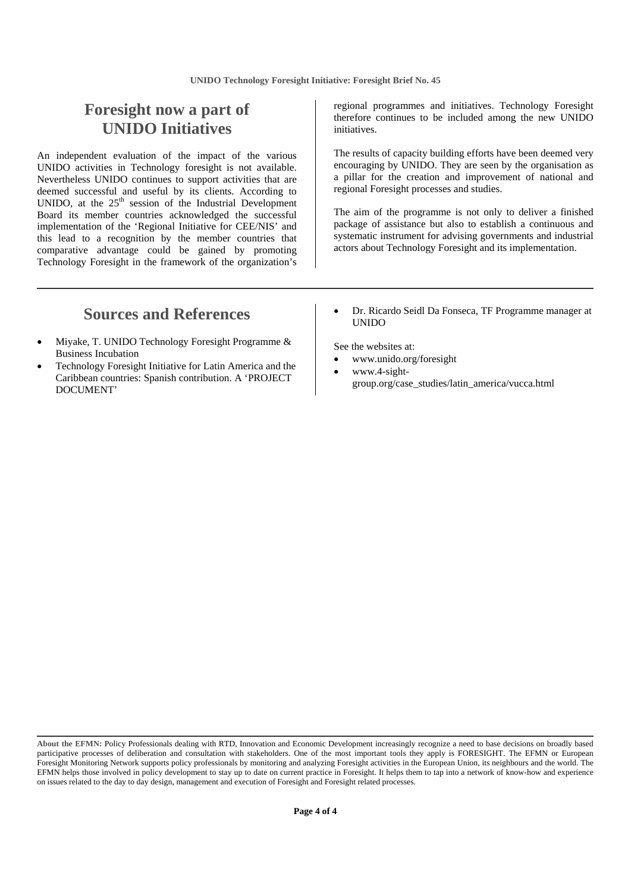## Foresight now a part of UNIDO Initiatives

An independent evaluation of the impact of the various UNIDO activities in Technology foresight is not available. Nevertheless UNIDO continues to support activities that are deemed successful and useful by its clients. According to UNIDO, at the 25th session of the Industrial Development Board its member countries acknowledged the successful implementation of the 'Regional Initiative for CEE/NIS' and this lead to a recognition by the member countries that comparative advantage could be gained by promoting Technology Foresight in the framework of the organization's regional programmes and initiatives. Technology Foresight therefore continues to be included among the new UNIDO initiatives.

The results of capacity building efforts have been deemed very encouraging by UNIDO. They are seen by the organisation as a pillar for the creation and improvement of national and regional Foresight processes and studies.

The aim of the programme is not only to deliver a finished package of assistance but also to establish a continuous and systematic instrument for advising governments and industrial actors about Technology Foresight and its implementation.

## Sources and References

- Miyake, T. UNIDO Technology Foresight Programme & Business Incubation
- Technology Foresight Initiative for Latin America and the Caribbean countries: Spanish contribution. A 'PROJECT DOCUMENT'
- Dr. Ricardo Seidl Da Fonseca, TF Programme manager at UNIDO

See the websites at:

- www.unido.org/foresight
- www.4-sight-group.org/case_studies/latin_america/vucca.html

**About the EFMN:** Policy Professionals dealing with RTD, Innovation and Economic Development increasingly recognize a need to base decisions on broadly based participative processes of deliberation and consultation with stakeholders. One of the most important tools they apply is FORESIGHT. The EFMN or European Foresight Monitoring Network supports policy professionals by monitoring and analyzing Foresight activities in the European Union, its neighbours and the world. The EFMN helps those involved in policy development to stay up to date on current practice in Foresight. It helps them to tap into a network of know-how and experience on issues related to the day to day design, management and execution of Foresight and Foresight related processes.